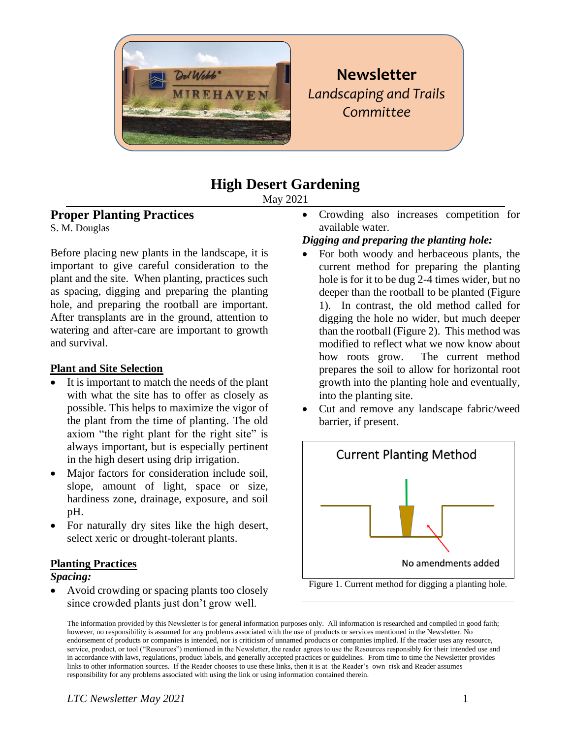**Newsletter**
*Landscaping and Trails Committee*

# High Desert Gardening

May 2021

## Proper Planting Practices

S. M. Douglas

Before placing new plants in the landscape, it is important to give careful consideration to the plant and the site. When planting, practices such as spacing, digging and preparing the planting hole, and preparing the rootball are important. After transplants are in the ground, attention to watering and after-care are important to growth and survival.

### Plant and Site Selection

- It is important to match the needs of the plant with what the site has to offer as closely as possible. This helps to maximize the vigor of the plant from the time of planting. The old axiom "the right plant for the right site" is always important, but is especially pertinent in the high desert using drip irrigation.
- Major factors for consideration include soil, slope, amount of light, space or size, hardiness zone, drainage, exposure, and soil pH.
- For naturally dry sites like the high desert, select xeric or drought-tolerant plants.

### Planting Practices

***Spacing:***

- Avoid crowding or spacing plants too closely since crowded plants just don't grow well.
- Crowding also increases competition for available water.

***Digging and preparing the planting hole:***

- For both woody and herbaceous plants, the current method for preparing the planting hole is for it to be dug 2-4 times wider, but no deeper than the rootball to be planted (Figure 1). In contrast, the old method called for digging the hole no wider, but much deeper than the rootball (Figure 2). This method was modified to reflect what we now know about how roots grow. The current method prepares the soil to allow for horizontal root growth into the planting hole and eventually, into the planting site.
- Cut and remove any landscape fabric/weed barrier, if present.

Current Planting Method

No amendments added

Figure 1. Current method for digging a planting hole.

The information provided by this Newsletter is for general information purposes only. All information is researched and compiled in good faith; however, no responsibility is assumed for any problems associated with the use of products or services mentioned in the Newsletter. No endorsement of products or companies is intended, nor is criticism of unnamed products or companies implied. If the reader uses any resource, service, product, or tool ("Resources") mentioned in the Newsletter, the reader agrees to use the Resources responsibly for their intended use and in accordance with laws, regulations, product labels, and generally accepted practices or guidelines. From time to time the Newsletter provides links to other information sources. If the Reader chooses to use these links, then it is at the Reader's own risk and Reader assumes responsibility for any problems associated with using the link or using information contained therein.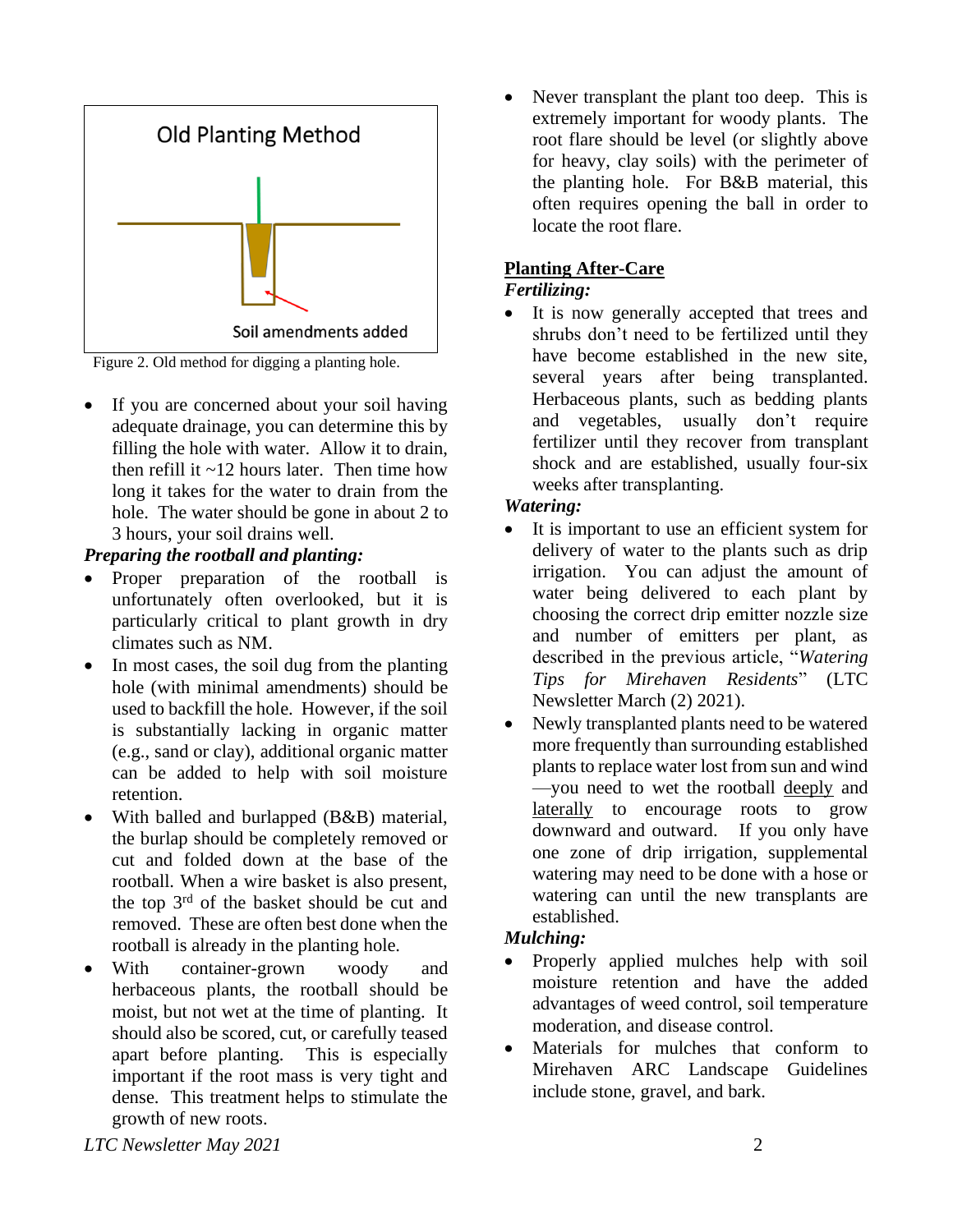Old Planning Method

Soil amendments added

Figure 2. Old method for digging a planting hole.

- If you are concerned about your soil having adequate drainage, you can determine this by filling the hole with water. Allow it to drain, then refill it ~12 hours later. Then time how long it takes for the water to drain from the hole. The water should be gone in about 2 to 3 hours, your soil drains well.

***Preparing the rootball and planting:***

- Proper preparation of the rootball is unfortunately often overlooked, but it is particularly critical to plant growth in dry climates such as NM.
- In most cases, the soil dug from the planting hole (with minimal amendments) should be used to backfill the hole. However, if the soil is substantially lacking in organic matter (e.g., sand or clay), additional organic matter can be added to help with soil moisture retention.
- With balled and burlapped (B&B) material, the burlap should be completely removed or cut and folded down at the base of the rootball. When a wire basket is also present, the top 3rd of the basket should be cut and removed. These are often best done when the rootball is already in the planting hole.
- With container-grown woody and herbaceous plants, the rootball should be moist, but not wet at the time of planting. It should also be scored, cut, or carefully teased apart before planting. This is especially important if the root mass is very tight and dense. This treatment helps to stimulate the growth of new roots.
- Never transplant the plant too deep. This is extremely important for woody plants. The root flare should be level (or slightly above for heavy, clay soils) with the perimeter of the planting hole. For B&B material, this often requires opening the ball in order to locate the root flare.

**Planting After-Care**

***Fertilizing:***

- It is now generally accepted that trees and shrubs don't need to be fertilized until they have become established in the new site, several years after being transplanted. Herbaceous plants, such as bedding plants and vegetables, usually don't require fertilizer until they recover from transplant shock and are established, usually four-six weeks after transplanting.

***Watering:***

- It is important to use an efficient system for delivery of water to the plants such as drip irrigation. You can adjust the amount of water being delivered to each plant by choosing the correct drip emitter nozzle size and number of emitters per plant, as described in the previous article, "*Watering Tips for Mirehaven Residents*" (LTC Newsletter March (2) 2021).
- Newly transplanted plants need to be watered more frequently than surrounding established plants to replace water lost from sun and wind —you need to wet the rootball <u>deeply</u> and <u>laterally</u> to encourage roots to grow downward and outward. If you only have one zone of drip irrigation, supplemental watering may need to be done with a hose or watering can until the new transplants are established.

***Mulching:***

- Properly applied mulches help with soil moisture retention and have the added advantages of weed control, soil temperature moderation, and disease control.
- Materials for mulches that conform to Mirehaven ARC Landscape Guidelines include stone, gravel, and bark.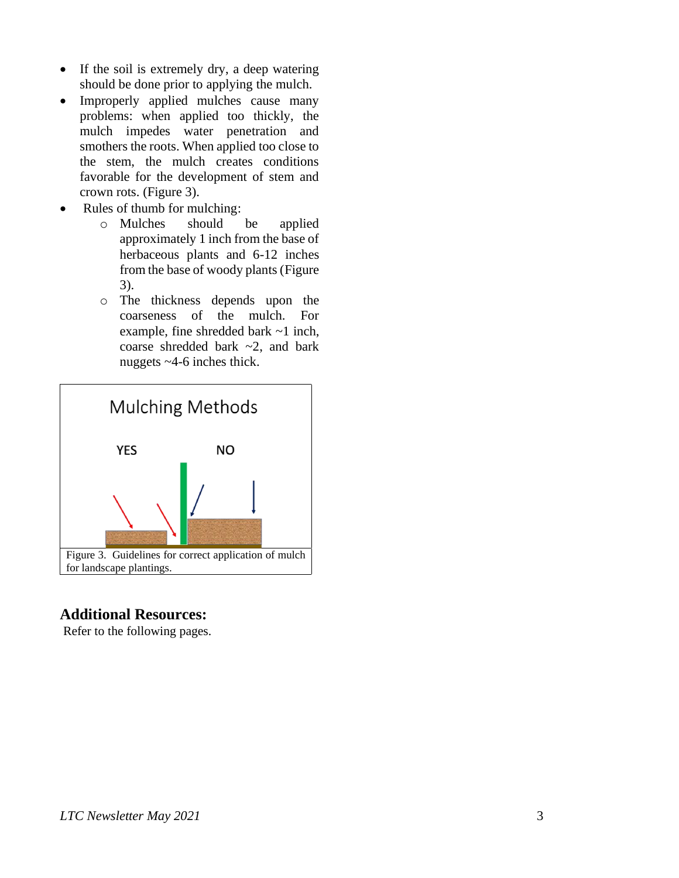- If the soil is extremely dry, a deep watering should be done prior to applying the mulch.
- Improperly applied mulches cause many problems: when applied too thickly, the mulch impedes water penetration and smothers the roots. When applied too close to the stem, the mulch creates conditions favorable for the development of stem and crown rots. (Figure 3).
- Rules of thumb for mulching:
  - Mulches should be applied approximately 1 inch from the base of herbaceous plants and 6-12 inches from the base of woody plants (Figure 3).
  - The thickness depends upon the coarseness of the mulch. For example, fine shredded bark ~1 inch, coarse shredded bark ~2, and bark nuggets ~4-6 inches thick.

Mulching Methods

YES NO

Figure 3. Guidelines for correct application of mulch for landscape plantings.

## Additional Resources:

Refer to the following pages.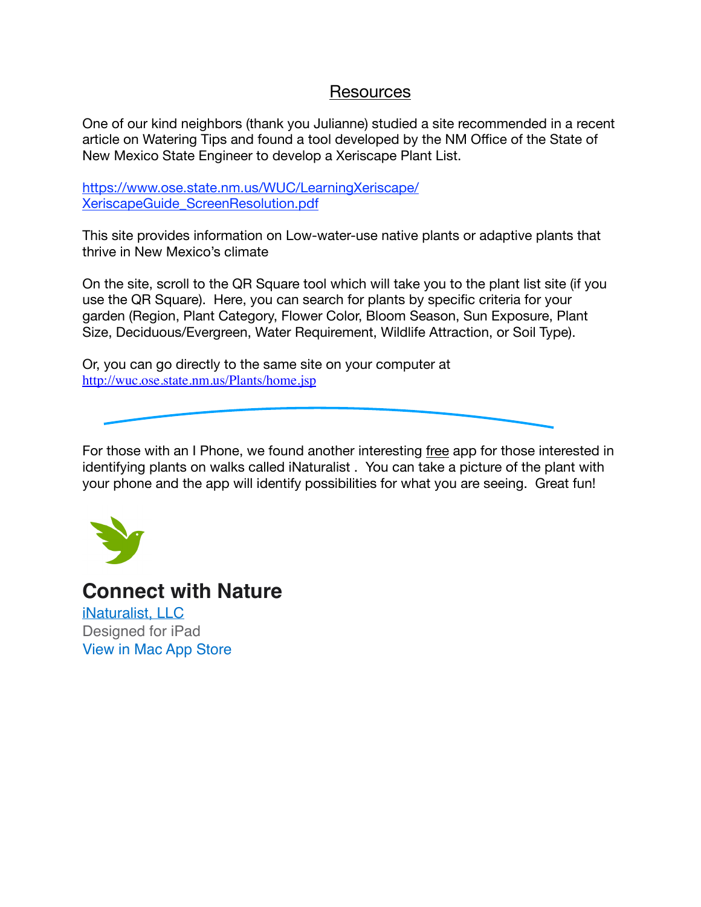## Resources

One of our kind neighbors (thank you Julianne) studied a site recommended in a recent article on Watering Tips and found a tool developed by the NM Office of the State of New Mexico State Engineer to develop a Xeriscape Plant List.

https://www.ose.state.nm.us/WUC/LearningXeriscape/XeriscapeGuide_ScreenResolution.pdf

This site provides information on Low-water-use native plants or adaptive plants that thrive in New Mexico's climate

On the site, scroll to the QR Square tool which will take you to the plant list site (if you use the QR Square). Here, you can search for plants by specific criteria for your garden (Region, Plant Category, Flower Color, Bloom Season, Sun Exposure, Plant Size, Deciduous/Evergreen, Water Requirement, Wildlife Attraction, or Soil Type).

Or, you can go directly to the same site on your computer at http://wuc.ose.state.nm.us/Plants/home.jsp

For those with an I Phone, we found another interesting free app for those interested in identifying plants on walks called iNaturalist . You can take a picture of the plant with your phone and the app will identify possibilities for what you are seeing. Great fun!

**Connect with Nature**

iNaturalist, LLC

Designed for iPad

View in Mac App Store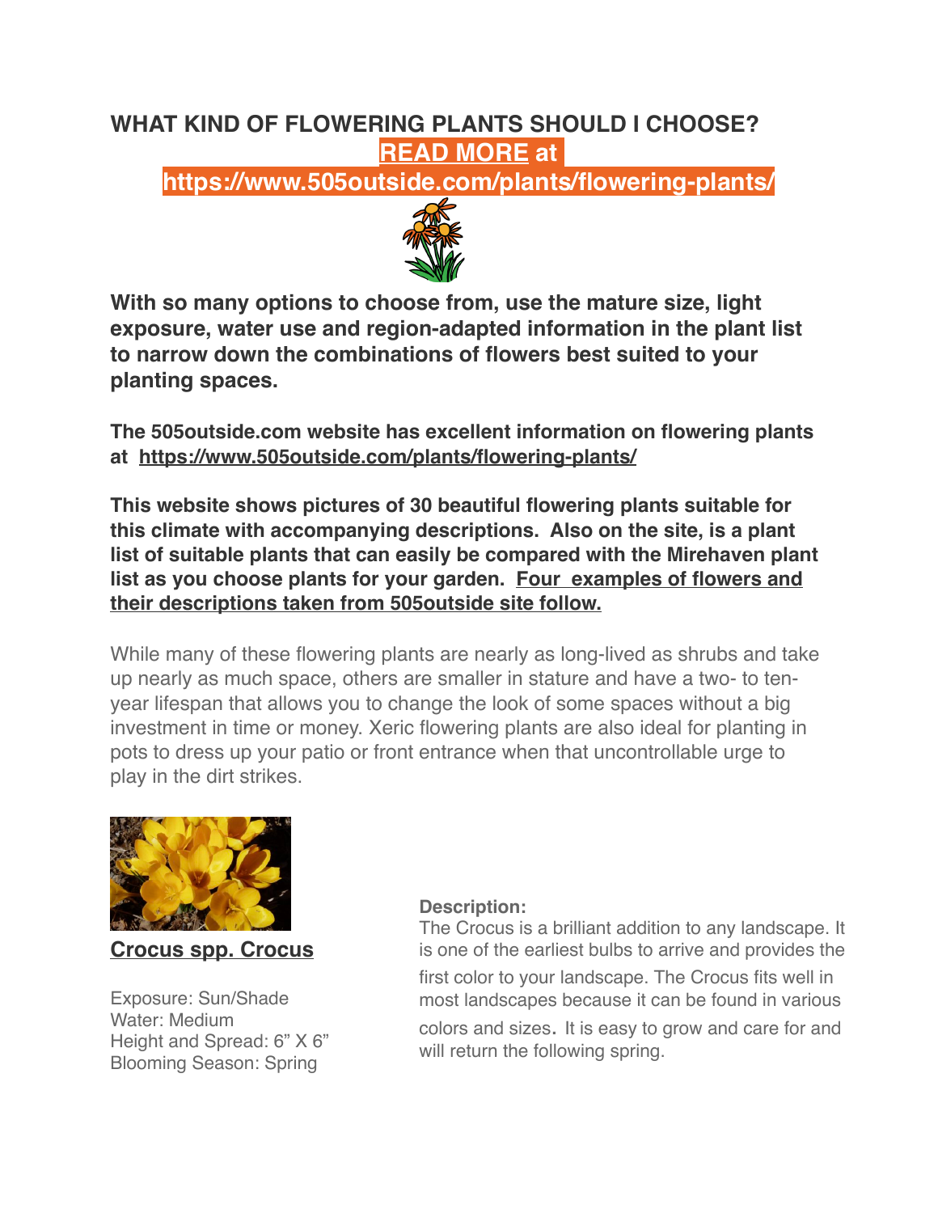# WHAT KIND OF FLOWERING PLANTS SHOULD I CHOOSE?

**READ MORE at https://www.505outside.com/plants/flowering-plants/**

**With so many options to choose from, use the mature size, light exposure, water use and region-adapted information in the plant list to narrow down the combinations of flowers best suited to your planting spaces.**

**The 505outside.com website has excellent information on flowering plants at https://www.505outside.com/plants/flowering-plants/**

**This website shows pictures of 30 beautiful flowering plants suitable for this climate with accompanying descriptions. Also on the site, is a plant list of suitable plants that can easily be compared with the Mirehaven plant list as you choose plants for your garden. Four examples of flowers and their descriptions taken from 505outside site follow.**

While many of these flowering plants are nearly as long-lived as shrubs and take up nearly as much space, others are smaller in stature and have a two- to ten-year lifespan that allows you to change the look of some spaces without a big investment in time or money. Xeric flowering plants are also ideal for planting in pots to dress up your patio or front entrance when that uncontrollable urge to play in the dirt strikes.

**Crocus spp. Crocus**

Exposure: Sun/Shade
Water: Medium
Height and Spread: 6” X 6”
Blooming Season: Spring

**Description:**
The Crocus is a brilliant addition to any landscape. It is one of the earliest bulbs to arrive and provides the first color to your landscape. The Crocus fits well in most landscapes because it can be found in various colors and sizes. It is easy to grow and care for and will return the following spring.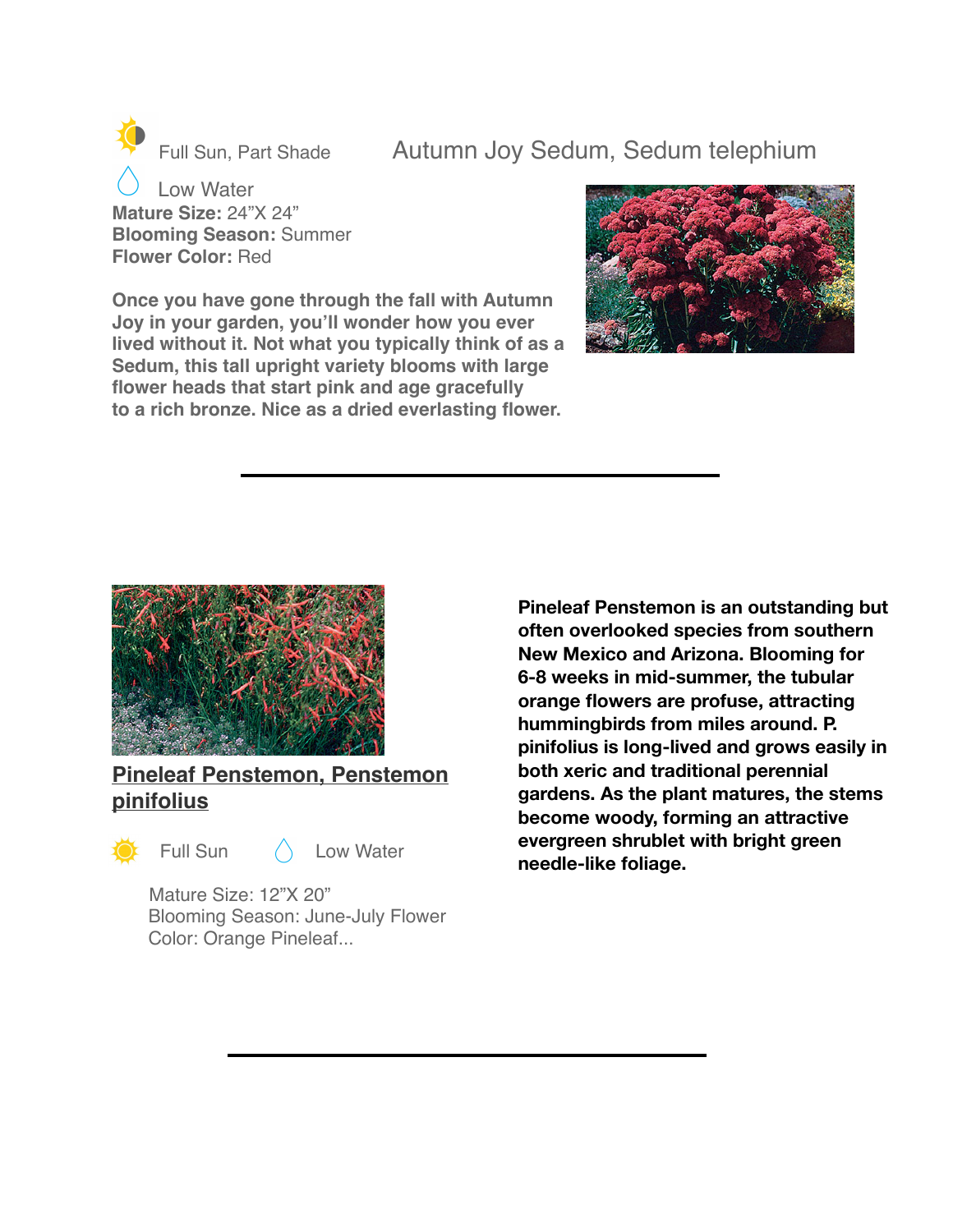## Autumn Joy Sedum, Sedum telephium

Full Sun, Part Shade

Low Water

**Mature Size:** 24”X 24”
**Blooming Season:** Summer
**Flower Color:** Red

**Once you have gone through the fall with Autumn Joy in your garden, you’ll wonder how you ever lived without it. Not what you typically think of as a Sedum, this tall upright variety blooms with large flower heads that start pink and age gracefully to a rich bronze. Nice as a dried everlasting flower.**

---

## Pineleaf Penstemon, Penstemon pinifolius

Full Sun    Low Water

Mature Size: 12”X 20”
Blooming Season: June-July Flower Color: Orange Pineleaf...

**Pineleaf Penstemon is an outstanding but often overlooked species from southern New Mexico and Arizona. Blooming for 6-8 weeks in mid-summer, the tubular orange flowers are profuse, attracting hummingbirds from miles around. P. pinifolius is long-lived and grows easily in both xeric and traditional perennial gardens. As the plant matures, the stems become woody, forming an attractive evergreen shrublet with bright green needle-like foliage.**

---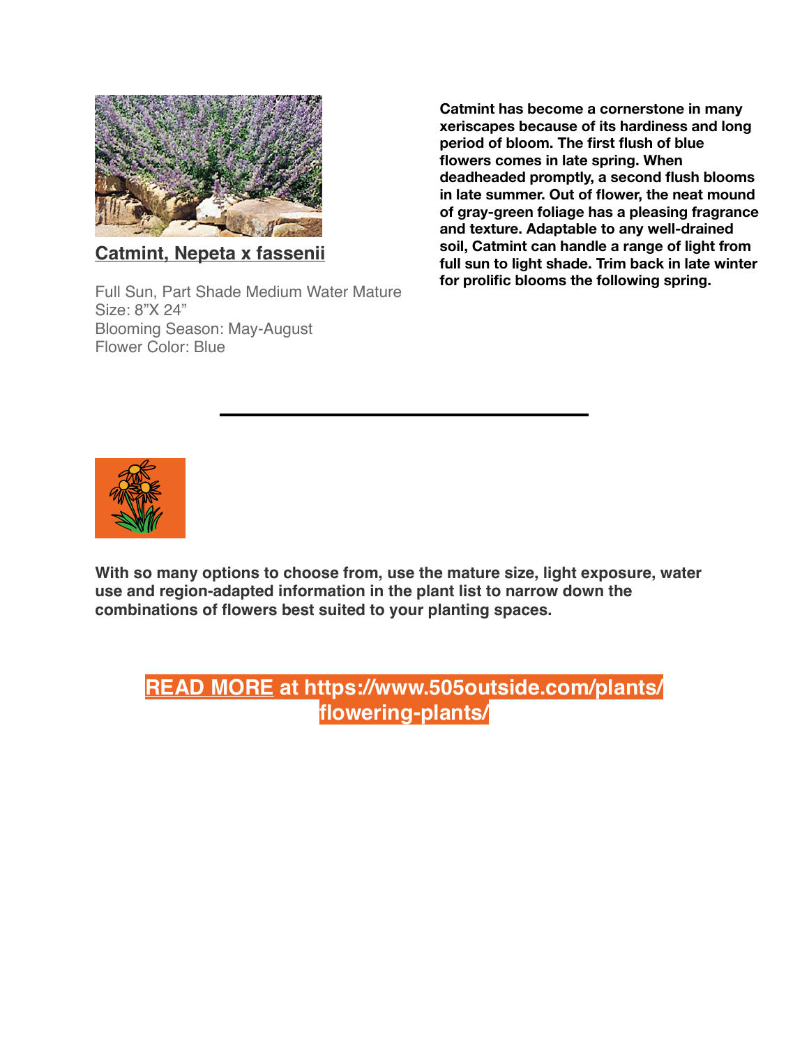**Catmint, Nepeta x fassenii**

Full Sun, Part Shade Medium Water Mature Size: 8"X 24"
Blooming Season: May-August
Flower Color: Blue

**Catmint has become a cornerstone in many xeriscapes because of its hardiness and long period of bloom. The first flush of blue flowers comes in late spring. When deadheaded promptly, a second flush blooms in late summer. Out of flower, the neat mound of gray-green foliage has a pleasing fragrance and texture. Adaptable to any well-drained soil, Catmint can handle a range of light from full sun to light shade. Trim back in late winter for prolific blooms the following spring.**

---

**With so many options to choose from, use the mature size, light exposure, water use and region-adapted information in the plant list to narrow down the combinations of flowers best suited to your planting spaces.**

**READ MORE at https://www.505outside.com/plants/flowering-plants/**